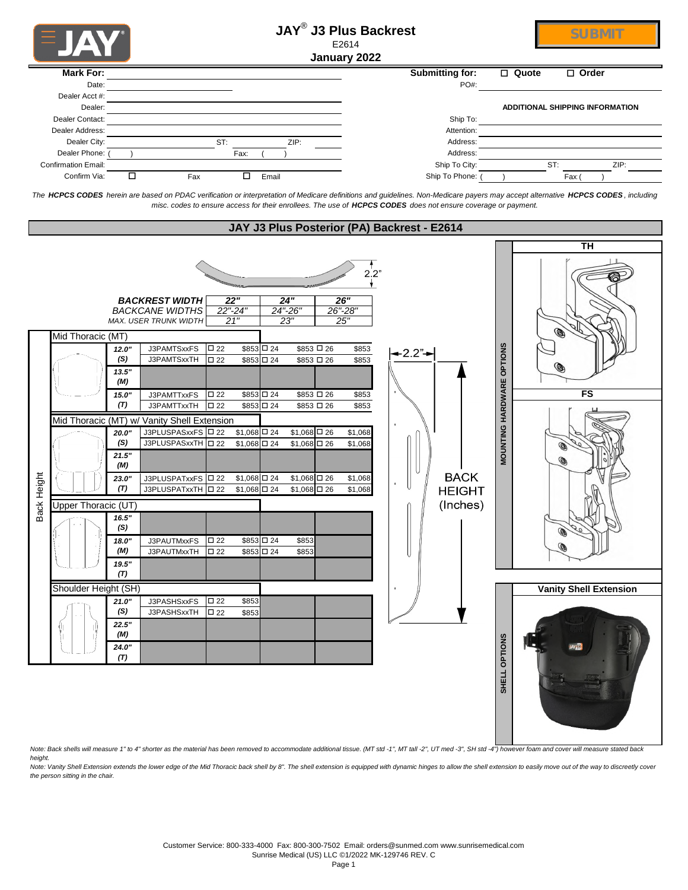# JAY® J3 Plus Backrest

E2614

**January 2022**

SUBMIT

| | | | |
|---|---|---|---|
| **Mark For:** | | **Submitting for:** | ☐ Quote ☐ Order |
| Date: | | PO#: | |
| Dealer Acct #: | | | |
| Dealer: | | | **ADDITIONAL SHIPPING INFORMATION** |
| Dealer Contact: | | Ship To: | |
| Dealer Address: | | Attention: | |
| Dealer City: | ST: ZIP: | Address: | |
| Dealer Phone: ( ) | Fax: ( ) | Address: | |
| Confirmation Email: | | Ship To City: | ST: ZIP: |
| Confirm Via: | ☐ Fax ☐ Email | Ship To Phone: ( ) | Fax ( ) |

*The **HCPCS CODES** herein are based on PDAC verification or interpretation of Medicare definitions and guidelines. Non-Medicare payers may accept alternative **HCPCS CODES**, including misc. codes to ensure access for their enrollees. The use of **HCPCS CODES** does not ensure coverage or payment.*

## JAY J3 Plus Posterior (PA) Backrest - E2614

2.2"

| | | | | | | | |
|---|---|---|---|---|---|---|---|
| ***BACKREST WIDTH*** | | ***22"*** | | ***24"*** | | ***26"*** | |
| *BACKCANE WIDTHS* | | *22"-24"* | | *24"-26"* | | *26"-28"* | |
| *MAX. USER TRUNK WIDTH* | | *21"* | | *23"* | | *25"* | |
| **Mid Thoracic (MT)** | | | | | | | |
| ***12.0" (S)*** | J3PAMTSxxFS | ☐ 22 | $853 | ☐ 24 | $853 | ☐ 26 | $853 |
| | J3PAMTSxxTH | ☐ 22 | $853 | ☐ 24 | $853 | ☐ 26 | $853 |
| ***13.5" (M)*** | | | | | | | |
| ***15.0" (T)*** | J3PAMTTxxFS | ☐ 22 | $853 | ☐ 24 | $853 | ☐ 26 | $853 |
| | J3PAMTTxxTH | ☐ 22 | $853 | ☐ 24 | $853 | ☐ 26 | $853 |
| **Mid Thoracic (MT) w/ Vanity Shell Extension** | | | | | | | |
| ***20.0" (S)*** | J3PLUSPASxxFS | ☐ 22 | $1,068 | ☐ 24 | $1,068 | ☐ 26 | $1,068 |
| | J3PLUSPASxxTH | ☐ 22 | $1,068 | ☐ 24 | $1,068 | ☐ 26 | $1,068 |
| ***21.5" (M)*** | | | | | | | |
| ***23.0" (T)*** | J3PLUSPATxxFS | ☐ 22 | $1,068 | ☐ 24 | $1,068 | ☐ 26 | $1,068 |
| | J3PLUSPATxxTH | ☐ 22 | $1,068 | ☐ 24 | $1,068 | ☐ 26 | $1,068 |
| **Upper Thoracic (UT)** | | | | | | | |
| ***16.5" (S)*** | | | | | | | |
| ***18.0" (M)*** | J3PAUTMxxFS | ☐ 22 | $853 | ☐ 24 | $853 | | |
| | J3PAUTMxxTH | ☐ 22 | $853 | ☐ 24 | $853 | | |
| ***19.5" (T)*** | | | | | | | |
| **Shoulder Height (SH)** | | | | | | | |
| ***21.0" (S)*** | J3PASHSxxFS | ☐ 22 | $853 | | | | |
| | J3PASHSxxTH | ☐ 22 | $853 | | | | |
| ***22.5" (M)*** | | | | | | | |
| ***24.0" (T)*** | | | | | | | |

Back Height

2.2"

BACK HEIGHT (Inches)

**MOUNTING HARDWARE OPTIONS**

**TH**

**FS**

**SHELL OPTIONS**

**Vanity Shell Extension**

*Note: Back shells will measure 1" to 4" shorter as the material has been removed to accommodate additional tissue. (MT std -1", MT tall -2", UT med -3", SH std -4") however foam and cover will measure stated back height.*

*Note: Vanity Shell Extension extends the lower edge of the Mid Thoracic back shell by 8". The shell extension is equipped with dynamic hinges to allow the shell extension to easily move out of the way to discreetly cover the person sitting in the chair.*

Customer Service: 800-333-4000 Fax: 800-300-7502 Email: orders@sunmed.com www.sunrisemedical.com
Sunrise Medical (US) LLC ©1/2022 MK-129746 REV. C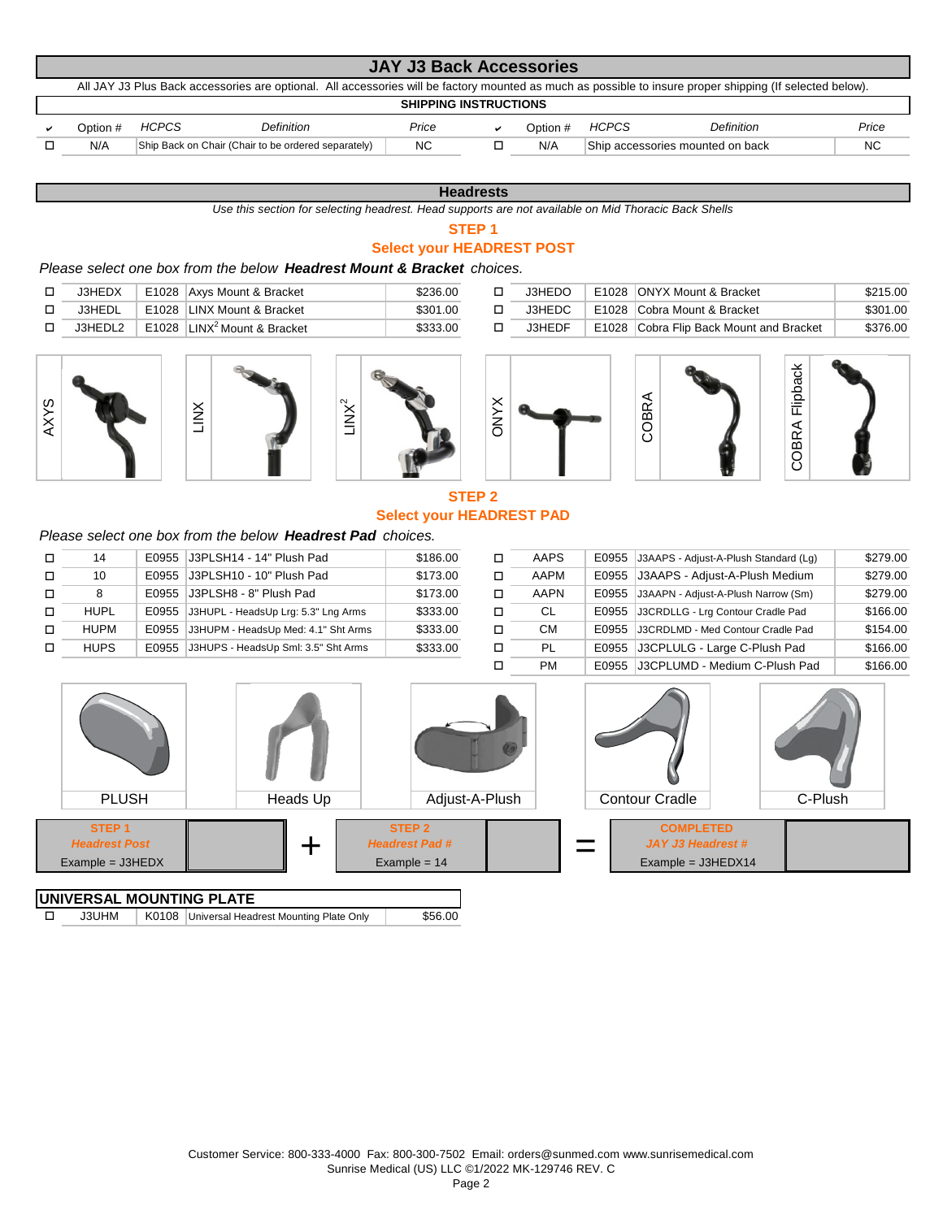# JAY J3 Back Accessories

All JAY J3 Plus Back accessories are optional. All accessories will be factory mounted as much as possible to insure proper shipping (If selected below).

## SHIPPING INSTRUCTIONS

| ✔ | Option # | HCPCS | Definition | Price | ✔ | Option # | HCPCS | Definition | Price |
|---|---|---|---|---|---|---|---|---|---|
| ☐ | N/A | | Ship Back on Chair (Chair to be ordered separately) | NC | ☐ | N/A | | Ship accessories mounted on back | NC |

## Headrests

*Use this section for selecting headrest. Head supports are not available on Mid Thoracic Back Shells*

### STEP 1
### Select your HEADREST POST

*Please select one box from the below* ***Headrest Mount & Bracket*** *choices.*

| ✔ | Option # | HCPCS | Definition | Price | ✔ | Option # | HCPCS | Definition | Price |
|---|---|---|---|---|---|---|---|---|---|
| ☐ | J3HEDX | E1028 | Axys Mount & Bracket | $236.00 | ☐ | J3HEDO | E1028 | ONYX Mount & Bracket | $215.00 |
| ☐ | J3HEDL | E1028 | LINX Mount & Bracket | $301.00 | ☐ | J3HEDC | E1028 | Cobra Mount & Bracket | $301.00 |
| ☐ | J3HEDL2 | E1028 | LINX[2] Mount & Bracket | $333.00 | ☐ | J3HEDF | E1028 | Cobra Flip Back Mount and Bracket | $376.00 |

AXYS | LINX | LINX[2] | ONYX | COBRA | COBRA Flipback

### STEP 2
### Select your HEADREST PAD

*Please select one box from the below* ***Headrest Pad*** *choices.*

| ✔ | Option # | HCPCS | Definition | Price | ✔ | Option # | HCPCS | Definition | Price |
|---|---|---|---|---|---|---|---|---|---|
| ☐ | 14 | E0955 | J3PLSH14 - 14" Plush Pad | $186.00 | ☐ | AAPS | E0955 | J3AAPS - Adjust-A-Plush Standard (Lg) | $279.00 |
| ☐ | 10 | E0955 | J3PLSH10 - 10" Plush Pad | $173.00 | ☐ | AAPM | E0955 | J3AAPS - Adjust-A-Plush Medium | $279.00 |
| ☐ | 8 | E0955 | J3PLSH8 - 8" Plush Pad | $173.00 | ☐ | AAPN | E0955 | J3AAPN - Adjust-A-Plush Narrow (Sm) | $279.00 |
| ☐ | HUPL | E0955 | J3HUPL - HeadsUp Lrg: 5.3" Lng Arms | $333.00 | ☐ | CL | E0955 | J3CRDLLG - Lrg Contour Cradle Pad | $166.00 |
| ☐ | HUPM | E0955 | J3HUPM - HeadsUp Med: 4.1" Sht Arms | $333.00 | ☐ | CM | E0955 | J3CRDLMD - Med Contour Cradle Pad | $154.00 |
| ☐ | HUPS | E0955 | J3HUPS - HeadsUp Sml: 3.5" Sht Arms | $333.00 | ☐ | PL | E0955 | J3CPLULG - Large C-Plush Pad | $166.00 |
| | | | | | ☐ | PM | E0955 | J3CPLUMD - Medium C-Plush Pad | $166.00 |

PLUSH | Heads Up | Adjust-A-Plush | Contour Cradle | C-Plush

| STEP 1 *Headrest Post* Example = J3HEDX | | + | STEP 2 *Headrest Pad #* Example = 14 | | = | COMPLETED *JAY J3 Headrest #* Example = J3HEDX14 | |
|---|---|---|---|---|---|---|---|

## UNIVERSAL MOUNTING PLATE

| ✔ | Option # | HCPCS | Definition | Price |
|---|---|---|---|---|
| ☐ | J3UHM | K0108 | Universal Headrest Mounting Plate Only | $56.00 |

Customer Service: 800-333-4000 Fax: 800-300-7502 Email: orders@sunmed.com www.sunrisemedical.com
Sunrise Medical (US) LLC ©1/2022 MK-129746 REV. C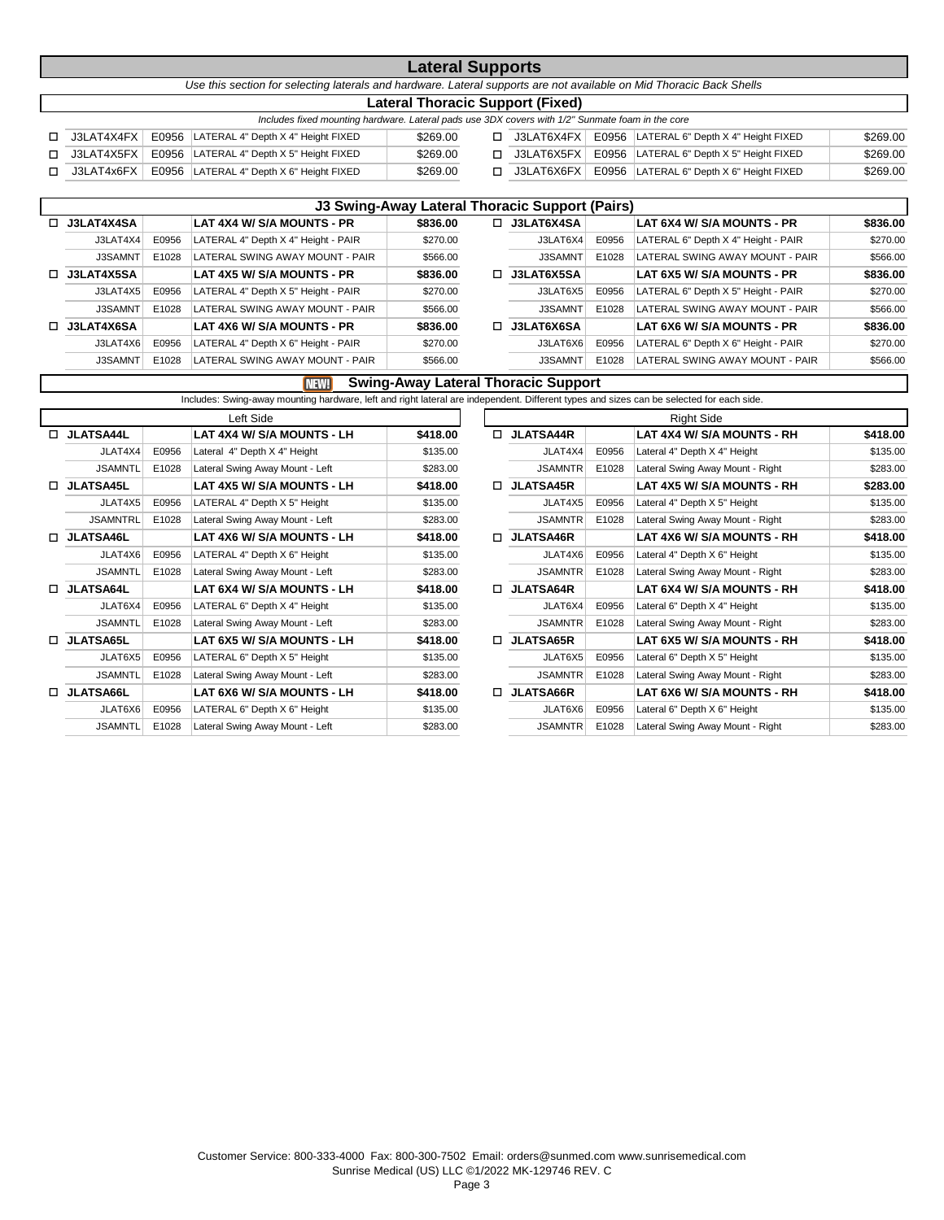# Lateral Supports

*Use this section for selecting laterals and hardware. Lateral supports are not available on Mid Thoracic Back Shells*

## Lateral Thoracic Support (Fixed)

*Includes fixed mounting hardware. Lateral pads use 3DX covers with 1/2" Sunmate foam in the core*

| | Part # | HCPCS | Description | Price | | Part # | HCPCS | Description | Price |
|---|---|---|---|---|---|---|---|---|---|
| ☐ | J3LAT4X4FX | E0956 | LATERAL 4" Depth X 4" Height FIXED | $269.00 | ☐ | J3LAT6X4FX | E0956 | LATERAL 6" Depth X 4" Height FIXED | $269.00 |
| ☐ | J3LAT4X5FX | E0956 | LATERAL 4" Depth X 5" Height FIXED | $269.00 | ☐ | J3LAT6X5FX | E0956 | LATERAL 6" Depth X 5" Height FIXED | $269.00 |
| ☐ | J3LAT4x6FX | E0956 | LATERAL 4" Depth X 6" Height FIXED | $269.00 | ☐ | J3LAT6X6FX | E0956 | LATERAL 6" Depth X 6" Height FIXED | $269.00 |

## J3 Swing-Away Lateral Thoracic Support (Pairs)

| | Part # | HCPCS | Description | Price | | Part # | HCPCS | Description | Price |
|---|---|---|---|---|---|---|---|---|---|
| ☐ | **J3LAT4X4SA** | | **LAT 4X4 W/ S/A MOUNTS - PR** | **$836.00** | ☐ | **J3LAT6X4SA** | | **LAT 6X4 W/ S/A MOUNTS - PR** | **$836.00** |
| | J3LAT4X4 | E0956 | LATERAL 4" Depth X 4" Height - PAIR | $270.00 | | J3LAT6X4 | E0956 | LATERAL 6" Depth X 4" Height - PAIR | $270.00 |
| | J3SAMNT | E1028 | LATERAL SWING AWAY MOUNT - PAIR | $566.00 | | J3SAMNT | E1028 | LATERAL SWING AWAY MOUNT - PAIR | $566.00 |
| ☐ | **J3LAT4X5SA** | | **LAT 4X5 W/ S/A MOUNTS - PR** | **$836.00** | ☐ | **J3LAT6X5SA** | | **LAT 6X5 W/ S/A MOUNTS - PR** | **$836.00** |
| | J3LAT4X5 | E0956 | LATERAL 4" Depth X 5" Height - PAIR | $270.00 | | J3LAT6X5 | E0956 | LATERAL 6" Depth X 5" Height - PAIR | $270.00 |
| | J3SAMNT | E1028 | LATERAL SWING AWAY MOUNT - PAIR | $566.00 | | J3SAMNT | E1028 | LATERAL SWING AWAY MOUNT - PAIR | $566.00 |
| ☐ | **J3LAT4X6SA** | | **LAT 4X6 W/ S/A MOUNTS - PR** | **$836.00** | ☐ | **J3LAT6X6SA** | | **LAT 6X6 W/ S/A MOUNTS - PR** | **$836.00** |
| | J3LAT4X6 | E0956 | LATERAL 4" Depth X 6" Height - PAIR | $270.00 | | J3LAT6X6 | E0956 | LATERAL 6" Depth X 6" Height - PAIR | $270.00 |
| | J3SAMNT | E1028 | LATERAL SWING AWAY MOUNT - PAIR | $566.00 | | J3SAMNT | E1028 | LATERAL SWING AWAY MOUNT - PAIR | $566.00 |

## NEW! Swing-Away Lateral Thoracic Support

Includes: Swing-away mounting hardware, left and right lateral are independent. Different types and sizes can be selected for each side.

| | Left Side | | | | | Right Side | | | |
|---|---|---|---|---|---|---|---|---|---|
| ☐ | **JLATSA44L** | | **LAT 4X4 W/ S/A MOUNTS - LH** | **$418.00** | ☐ | **JLATSA44R** | | **LAT 4X4 W/ S/A MOUNTS - RH** | **$418.00** |
| | JLAT4X4 | E0956 | Lateral 4" Depth X 4" Height | $135.00 | | JLAT4X4 | E0956 | Lateral 4" Depth X 4" Height | $135.00 |
| | JSAMNTL | E1028 | Lateral Swing Away Mount - Left | $283.00 | | JSAMNTR | E1028 | Lateral Swing Away Mount - Right | $283.00 |
| ☐ | **JLATSA45L** | | **LAT 4X5 W/ S/A MOUNTS - LH** | **$418.00** | ☐ | **JLATSA45R** | | **LAT 4X5 W/ S/A MOUNTS - RH** | **$283.00** |
| | JLAT4X5 | E0956 | LATERAL 4" Depth X 5" Height | $135.00 | | JLAT4X5 | E0956 | Lateral 4" Depth X 5" Height | $135.00 |
| | JSAMNTRL | E1028 | Lateral Swing Away Mount - Left | $283.00 | | JSAMNTR | E1028 | Lateral Swing Away Mount - Right | $283.00 |
| ☐ | **JLATSA46L** | | **LAT 4X6 W/ S/A MOUNTS - LH** | **$418.00** | ☐ | **JLATSA46R** | | **LAT 4X6 W/ S/A MOUNTS - RH** | **$418.00** |
| | JLAT4X6 | E0956 | LATERAL 4" Depth X 6" Height | $135.00 | | JLAT4X6 | E0956 | Lateral 4" Depth X 6" Height | $135.00 |
| | JSAMNTL | E1028 | Lateral Swing Away Mount - Left | $283.00 | | JSAMNTR | E1028 | Lateral Swing Away Mount - Right | $283.00 |
| ☐ | **JLATSA64L** | | **LAT 6X4 W/ S/A MOUNTS - LH** | **$418.00** | ☐ | **JLATSA64R** | | **LAT 6X4 W/ S/A MOUNTS - RH** | **$418.00** |
| | JLAT6X4 | E0956 | LATERAL 6" Depth X 4" Height | $135.00 | | JLAT6X4 | E0956 | Lateral 6" Depth X 4" Height | $135.00 |
| | JSAMNTL | E1028 | Lateral Swing Away Mount - Left | $283.00 | | JSAMNTR | E1028 | Lateral Swing Away Mount - Right | $283.00 |
| ☐ | **JLATSA65L** | | **LAT 6X5 W/ S/A MOUNTS - LH** | **$418.00** | ☐ | **JLATSA65R** | | **LAT 6X5 W/ S/A MOUNTS - RH** | **$418.00** |
| | JLAT6X5 | E0956 | LATERAL 6" Depth X 5" Height | $135.00 | | JLAT6X5 | E0956 | Lateral 6" Depth X 5" Height | $135.00 |
| | JSAMNTL | E1028 | Lateral Swing Away Mount - Left | $283.00 | | JSAMNTR | E1028 | Lateral Swing Away Mount - Right | $283.00 |
| ☐ | **JLATSA66L** | | **LAT 6X6 W/ S/A MOUNTS - LH** | **$418.00** | ☐ | **JLATSA66R** | | **LAT 6X6 W/ S/A MOUNTS - RH** | **$418.00** |
| | JLAT6X6 | E0956 | LATERAL 6" Depth X 6" Height | $135.00 | | JLAT6X6 | E0956 | Lateral 6" Depth X 6" Height | $135.00 |
| | JSAMNTL | E1028 | Lateral Swing Away Mount - Left | $283.00 | | JSAMNTR | E1028 | Lateral Swing Away Mount - Right | $283.00 |

Customer Service: 800-333-4000 Fax: 800-300-7502 Email: orders@sunmed.com www.sunrisemedical.com
Sunrise Medical (US) LLC ©1/2022 MK-129746 REV. C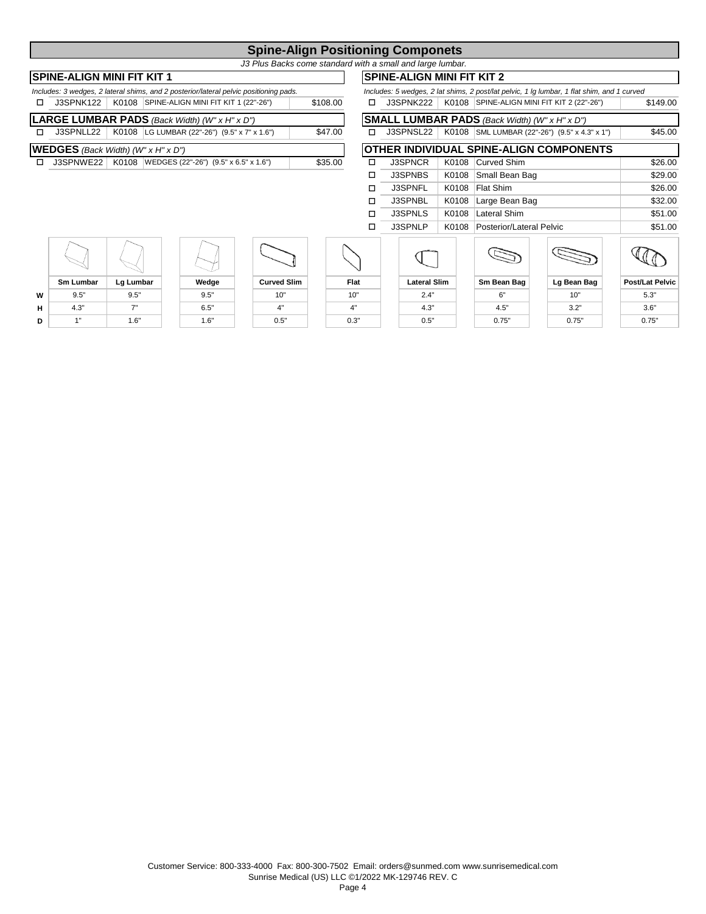# Spine-Align Positioning Componets

*J3 Plus Backs come standard with a small and large lumbar.*

## SPINE-ALIGN MINI FIT KIT 1

*Includes: 3 wedges, 2 lateral shims, and 2 posterior/lateral pelvic positioning pads.*

| | | | | |
|---|---|---|---|---|
| ☐ | J3SPNK122 | K0108 | SPINE-ALIGN MINI FIT KIT 1 (22"-26") | $108.00 |

## LARGE LUMBAR PADS *(Back Width) (W" x H" x D")*

| | | | | |
|---|---|---|---|---|
| ☐ | J3SPNLL22 | K0108 | LG LUMBAR (22"-26") (9.5" x 7" x 1.6") | $47.00 |

## WEDGES *(Back Width) (W" x H" x D")*

| | | | | |
|---|---|---|---|---|
| ☐ | J3SPNWE22 | K0108 | WEDGES (22"-26") (9.5" x 6.5" x 1.6") | $35.00 |

## SPINE-ALIGN MINI FIT KIT 2

*Includes: 5 wedges, 2 lat shims, 2 post/lat pelvic, 1 lg lumbar, 1 flat shim, and 1 curved*

| | | | | |
|---|---|---|---|---|
| ☐ | J3SPNK222 | K0108 | SPINE-ALIGN MINI FIT KIT 2 (22"-26") | $149.00 |

## SMALL LUMBAR PADS *(Back Width) (W" x H" x D")*

| | | | | |
|---|---|---|---|---|
| ☐ | J3SPNSL22 | K0108 | SML LUMBAR (22"-26") (9.5" x 4.3" x 1") | $45.00 |

## OTHER INDIVIDUAL SPINE-ALIGN COMPONENTS

| | | | | |
|---|---|---|---|---|
| ☐ | J3SPNCR | K0108 | Curved Shim | $26.00 |
| ☐ | J3SPNBS | K0108 | Small Bean Bag | $29.00 |
| ☐ | J3SPNFL | K0108 | Flat Shim | $26.00 |
| ☐ | J3SPNBL | K0108 | Large Bean Bag | $32.00 |
| ☐ | J3SPNLS | K0108 | Lateral Shim | $51.00 |
| ☐ | J3SPNLP | K0108 | Posterior/Lateral Pelvic | $51.00 |

| | Sm Lumbar | Lg Lumbar | Wedge | Curved Slim | Flat | Lateral Slim | Sm Bean Bag | Lg Bean Bag | Post/Lat Pelvic |
|---|---|---|---|---|---|---|---|---|---|
| **W** | 9.5" | 9.5" | 9.5" | 10" | 10" | 2.4" | 6" | 10" | 5.3" |
| **H** | 4.3" | 7" | 6.5" | 4" | 4" | 4.3" | 4.5" | 3.2" | 3.6" |
| **D** | 1" | 1.6" | 1.6" | 0.5" | 0.3" | 0.5" | 0.75" | 0.75" | 0.75" |

Customer Service: 800-333-4000 Fax: 800-300-7502 Email: orders@sunmed.com www.sunrisemedical.com
Sunrise Medical (US) LLC ©1/2022 MK-129746 REV. C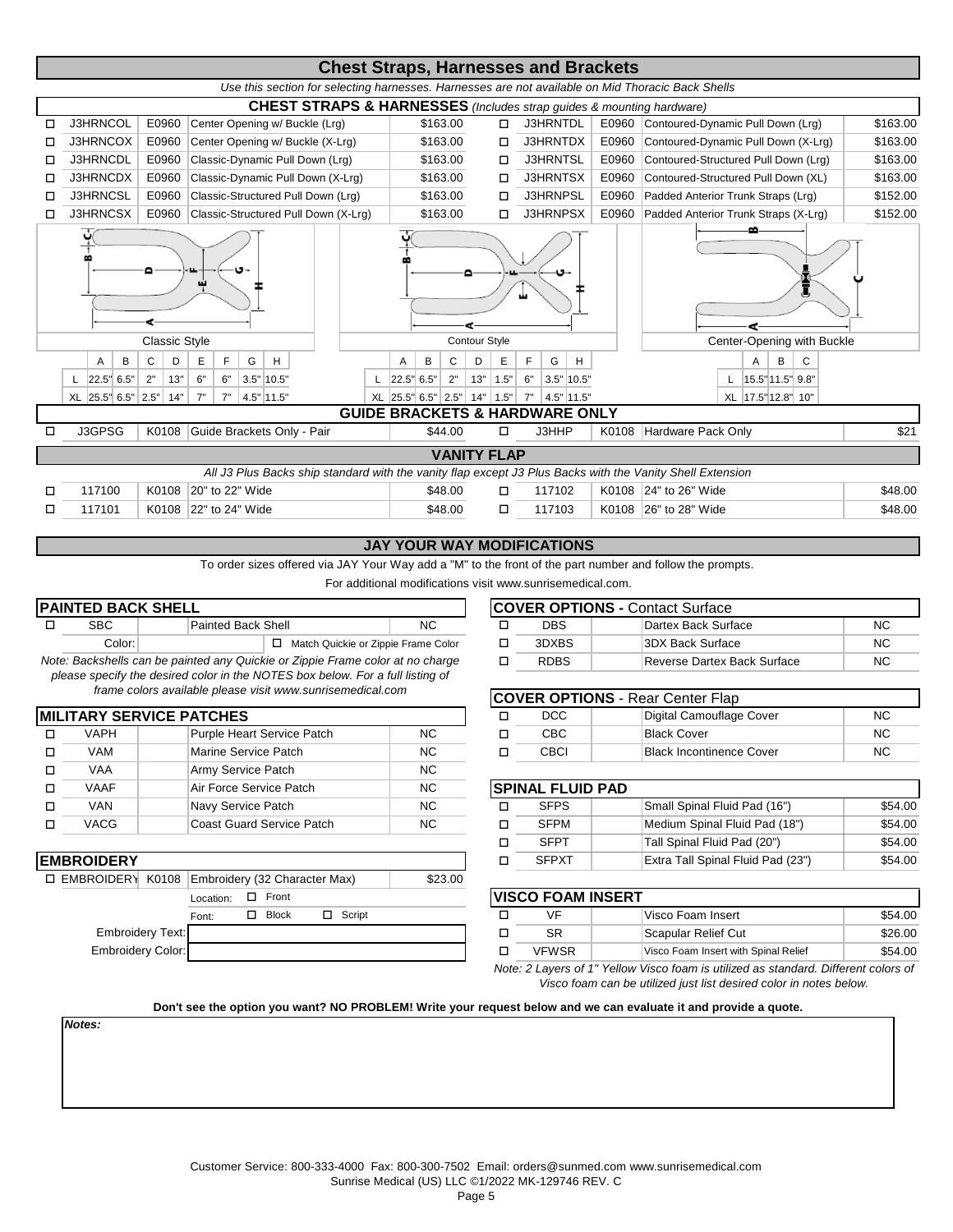## Chest Straps, Harnesses and Brackets

*Use this section for selecting harnesses. Harnesses are not available on Mid Thoracic Back Shells*

### CHEST STRAPS & HARNESSES *(Includes strap guides & mounting hardware)*

| | Part # | Code | Description | Price | | Part # | Code | Description | Price |
|---|---|---|---|---|---|---|---|---|---|
| ☐ | J3HRNCOL | E0960 | Center Opening w/ Buckle (Lrg) | $163.00 | ☐ | J3HRNTDL | E0960 | Contoured-Dynamic Pull Down (Lrg) | $163.00 |
| ☐ | J3HRNCOX | E0960 | Center Opening w/ Buckle (X-Lrg) | $163.00 | ☐ | J3HRNTDX | E0960 | Contoured-Dynamic Pull Down (X-Lrg) | $163.00 |
| ☐ | J3HRNCDL | E0960 | Classic-Dynamic Pull Down (Lrg) | $163.00 | ☐ | J3HRNTSL | E0960 | Contoured-Structured Pull Down (Lrg) | $163.00 |
| ☐ | J3HRNCDX | E0960 | Classic-Dynamic Pull Down (X-Lrg) | $163.00 | ☐ | J3HRNTSX | E0960 | Contoured-Structured Pull Down (XL) | $163.00 |
| ☐ | J3HRNCSL | E0960 | Classic-Structured Pull Down (Lrg) | $163.00 | ☐ | J3HRNPSL | E0960 | Padded Anterior Trunk Straps (Lrg) | $152.00 |
| ☐ | J3HRNCSX | E0960 | Classic-Structured Pull Down (X-Lrg) | $163.00 | ☐ | J3HRNPSX | E0960 | Padded Anterior Trunk Straps (X-Lrg) | $152.00 |

**Classic Style**

| | A | B | C | D | E | F | G | H |
|---|---|---|---|---|---|---|---|---|
| L | 22.5" | 6.5" | 2" | 13" | 6" | 6" | 3.5" | 10.5" |
| XL | 25.5" | 6.5" | 2.5" | 14" | 7" | 7" | 4.5" | 11.5" |

**Contour Style**

| | A | B | C | D | E | F | G | H |
|---|---|---|---|---|---|---|---|---|
| L | 22.5" | 6.5" | 2" | 13" | 1.5" | 6" | 3.5" | 10.5" |
| XL | 25.5" | 6.5" | 2.5" | 14" | 1.5" | 7" | 4.5" | 11.5" |

**Center-Opening with Buckle**

| | A | B | C |
|---|---|---|---|
| L | 15.5" | 11.5" | 9.8" |
| XL | 17.5" | 12.8" | 10" |

### GUIDE BRACKETS & HARDWARE ONLY

| | Part # | Code | Description | Price | | Part # | Code | Description | Price |
|---|---|---|---|---|---|---|---|---|---|
| ☐ | J3GPSG | K0108 | Guide Brackets Only - Pair | $44.00 | ☐ | J3HHP | K0108 | Hardware Pack Only | $21 |

### VANITY FLAP

*All J3 Plus Backs ship standard with the vanity flap except J3 Plus Backs with the Vanity Shell Extension*

| | Part # | Code | Description | Price | | Part # | Code | Description | Price |
|---|---|---|---|---|---|---|---|---|---|
| ☐ | 117100 | K0108 | 20" to 22" Wide | $48.00 | ☐ | 117102 | K0108 | 24" to 26" Wide | $48.00 |
| ☐ | 117101 | K0108 | 22" to 24" Wide | $48.00 | ☐ | 117103 | K0108 | 26" to 28" Wide | $48.00 |

## JAY YOUR WAY MODIFICATIONS

To order sizes offered via JAY Your Way add a "M" to the front of the part number and follow the prompts.

For additional modifications visit www.sunrisemedical.com.

### PAINTED BACK SHELL

| | | | |
|---|---|---|---|
| ☐ | SBC | Painted Back Shell | NC |
| | Color: | ☐ Match Quickie or Zippie Frame Color | |

*Note: Backshells can be painted any Quickie or Zippie Frame color at no charge please specify the desired color in the NOTES box below. For a full listing of frame colors available please visit www.sunrisemedical.com*

### MILITARY SERVICE PATCHES

| | | | |
|---|---|---|---|
| ☐ | VAPH | Purple Heart Service Patch | NC |
| ☐ | VAM | Marine Service Patch | NC |
| ☐ | VAA | Army Service Patch | NC |
| ☐ | VAAF | Air Force Service Patch | NC |
| ☐ | VAN | Navy Service Patch | NC |
| ☐ | VACG | Coast Guard Service Patch | NC |

### EMBROIDERY

| | | | | |
|---|---|---|---|---|
| ☐ | EMBROIDERY | K0108 | Embroidery (32 Character Max) | $23.00 |

Location: ☐ Front

Font: ☐ Block ☐ Script

Embroidery Text:

Embroidery Color:

### COVER OPTIONS - Contact Surface

| | | | |
|---|---|---|---|
| ☐ | DBS | Dartex Back Surface | NC |
| ☐ | 3DXBS | 3DX Back Surface | NC |
| ☐ | RDBS | Reverse Dartex Back Surface | NC |

### COVER OPTIONS - Rear Center Flap

| | | | |
|---|---|---|---|
| ☐ | DCC | Digital Camouflage Cover | NC |
| ☐ | CBC | Black Cover | NC |
| ☐ | CBCI | Black Incontinence Cover | NC |

### SPINAL FLUID PAD

| | | | |
|---|---|---|---|
| ☐ | SFPS | Small Spinal Fluid Pad (16") | $54.00 |
| ☐ | SFPM | Medium Spinal Fluid Pad (18") | $54.00 |
| ☐ | SFPT | Tall Spinal Fluid Pad (20") | $54.00 |
| ☐ | SFPXT | Extra Tall Spinal Fluid Pad (23") | $54.00 |

### VISCO FOAM INSERT

| | | | |
|---|---|---|---|
| ☐ | VF | Visco Foam Insert | $54.00 |
| ☐ | SR | Scapular Relief Cut | $26.00 |
| ☐ | VFWSR | Visco Foam Insert with Spinal Relief | $54.00 |

*Note: 2 Layers of 1" Yellow Visco foam is utilized as standard. Different colors of Visco foam can be utilized just list desired color in notes below.*

**Don't see the option you want? NO PROBLEM! Write your request below and we can evaluate it and provide a quote.**

***Notes:***

Customer Service: 800-333-4000 Fax: 800-300-7502 Email: orders@sunmed.com www.sunrisemedical.com
Sunrise Medical (US) LLC ©1/2022 MK-129746 REV. C